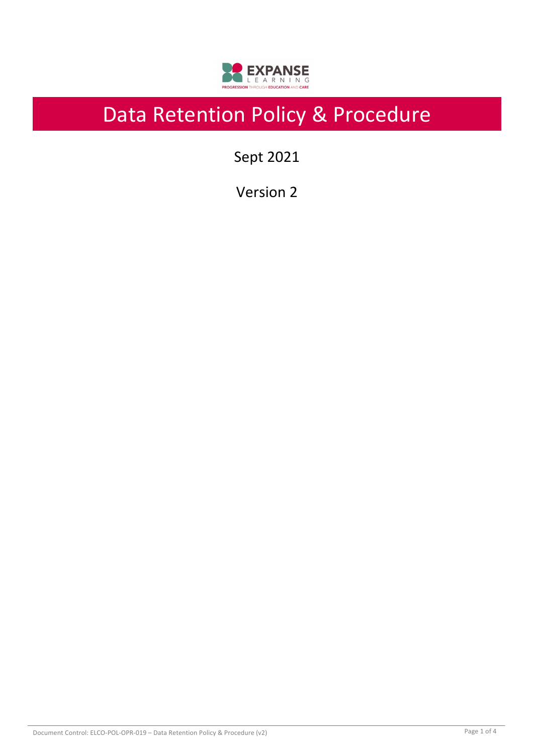# Data Retention Policy & Procedure

Sept 2021

Version 2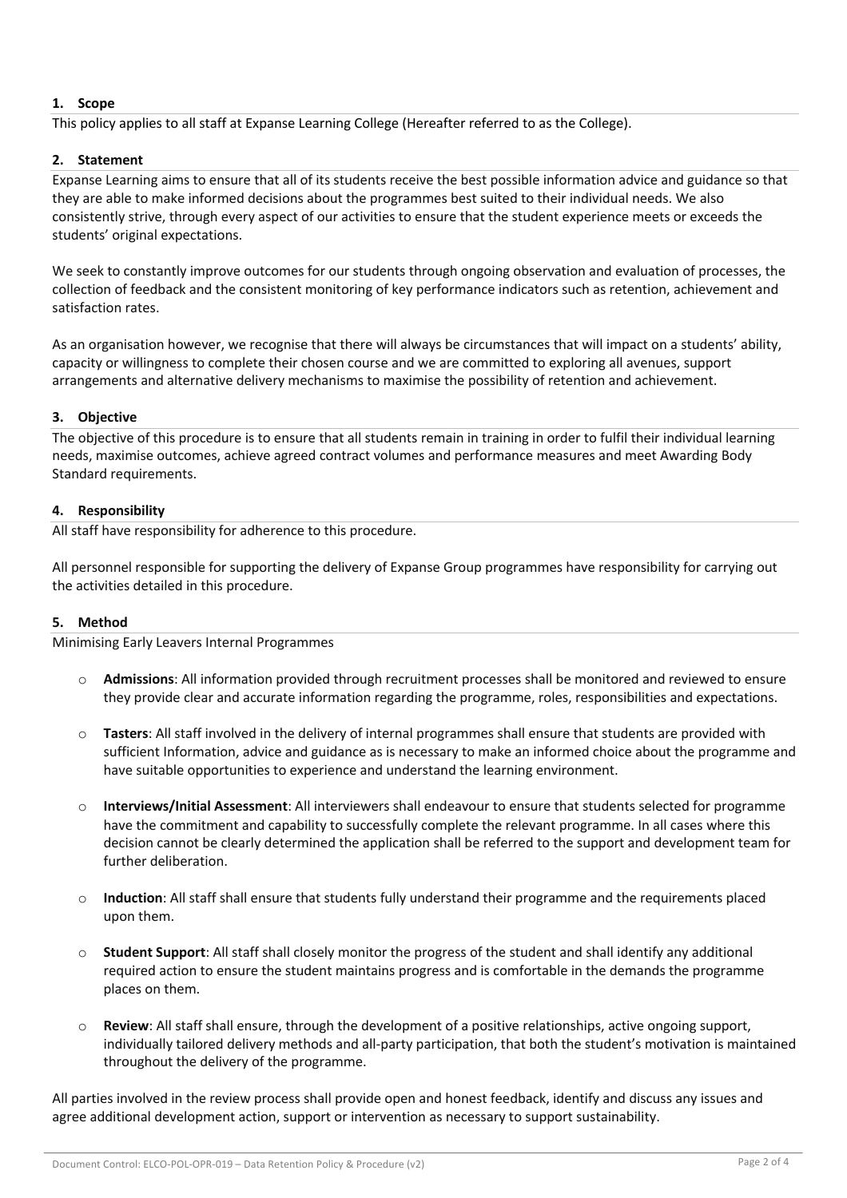## 1. Scope

This policy applies to all staff at Expanse Learning College (Hereafter referred to as the College).

## 2. Statement

Expanse Learning aims to ensure that all of its students receive the best possible information advice and guidance so that they are able to make informed decisions about the programmes best suited to their individual needs. We also consistently strive, through every aspect of our activities to ensure that the student experience meets or exceeds the students' original expectations.

We seek to constantly improve outcomes for our students through ongoing observation and evaluation of processes, the collection of feedback and the consistent monitoring of key performance indicators such as retention, achievement and satisfaction rates.

As an organisation however, we recognise that there will always be circumstances that will impact on a students' ability, capacity or willingness to complete their chosen course and we are committed to exploring all avenues, support arrangements and alternative delivery mechanisms to maximise the possibility of retention and achievement.

## 3. Objective

The objective of this procedure is to ensure that all students remain in training in order to fulfil their individual learning needs, maximise outcomes, achieve agreed contract volumes and performance measures and meet Awarding Body Standard requirements.

## 4. Responsibility

All staff have responsibility for adherence to this procedure.

All personnel responsible for supporting the delivery of Expanse Group programmes have responsibility for carrying out the activities detailed in this procedure.

## 5. Method

Minimising Early Leavers Internal Programmes

- **Admissions**: All information provided through recruitment processes shall be monitored and reviewed to ensure they provide clear and accurate information regarding the programme, roles, responsibilities and expectations.

- **Tasters**: All staff involved in the delivery of internal programmes shall ensure that students are provided with sufficient Information, advice and guidance as is necessary to make an informed choice about the programme and have suitable opportunities to experience and understand the learning environment.

- **Interviews/Initial Assessment**: All interviewers shall endeavour to ensure that students selected for programme have the commitment and capability to successfully complete the relevant programme. In all cases where this decision cannot be clearly determined the application shall be referred to the support and development team for further deliberation.

- **Induction**: All staff shall ensure that students fully understand their programme and the requirements placed upon them.

- **Student Support**: All staff shall closely monitor the progress of the student and shall identify any additional required action to ensure the student maintains progress and is comfortable in the demands the programme places on them.

- **Review**: All staff shall ensure, through the development of a positive relationships, active ongoing support, individually tailored delivery methods and all-party participation, that both the student's motivation is maintained throughout the delivery of the programme.

All parties involved in the review process shall provide open and honest feedback, identify and discuss any issues and agree additional development action, support or intervention as necessary to support sustainability.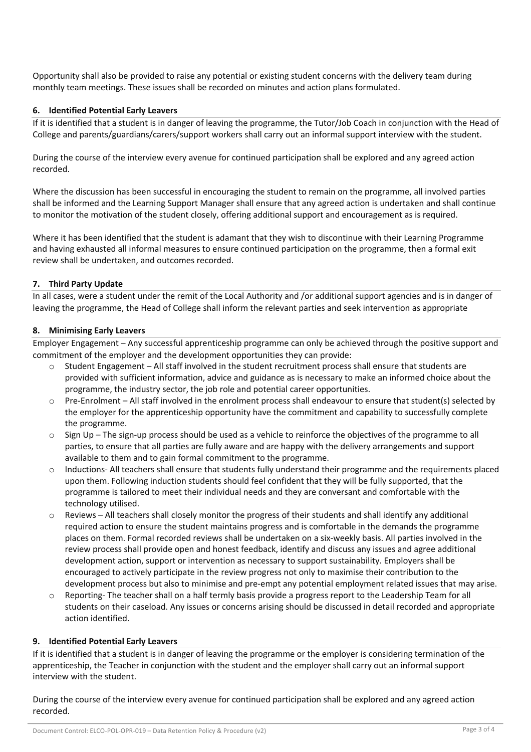Opportunity shall also be provided to raise any potential or existing student concerns with the delivery team during monthly team meetings. These issues shall be recorded on minutes and action plans formulated.

### 6. Identified Potential Early Leavers

If it is identified that a student is in danger of leaving the programme, the Tutor/Job Coach in conjunction with the Head of College and parents/guardians/carers/support workers shall carry out an informal support interview with the student.

During the course of the interview every avenue for continued participation shall be explored and any agreed action recorded.

Where the discussion has been successful in encouraging the student to remain on the programme, all involved parties shall be informed and the Learning Support Manager shall ensure that any agreed action is undertaken and shall continue to monitor the motivation of the student closely, offering additional support and encouragement as is required.

Where it has been identified that the student is adamant that they wish to discontinue with their Learning Programme and having exhausted all informal measures to ensure continued participation on the programme, then a formal exit review shall be undertaken, and outcomes recorded.

### 7. Third Party Update

In all cases, were a student under the remit of the Local Authority and /or additional support agencies and is in danger of leaving the programme, the Head of College shall inform the relevant parties and seek intervention as appropriate

### 8. Minimising Early Leavers

Employer Engagement – Any successful apprenticeship programme can only be achieved through the positive support and commitment of the employer and the development opportunities they can provide:

- Student Engagement – All staff involved in the student recruitment process shall ensure that students are provided with sufficient information, advice and guidance as is necessary to make an informed choice about the programme, the industry sector, the job role and potential career opportunities.
- Pre-Enrolment – All staff involved in the enrolment process shall endeavour to ensure that student(s) selected by the employer for the apprenticeship opportunity have the commitment and capability to successfully complete the programme.
- Sign Up – The sign-up process should be used as a vehicle to reinforce the objectives of the programme to all parties, to ensure that all parties are fully aware and are happy with the delivery arrangements and support available to them and to gain formal commitment to the programme.
- Inductions- All teachers shall ensure that students fully understand their programme and the requirements placed upon them. Following induction students should feel confident that they will be fully supported, that the programme is tailored to meet their individual needs and they are conversant and comfortable with the technology utilised.
- Reviews – All teachers shall closely monitor the progress of their students and shall identify any additional required action to ensure the student maintains progress and is comfortable in the demands the programme places on them. Formal recorded reviews shall be undertaken on a six-weekly basis. All parties involved in the review process shall provide open and honest feedback, identify and discuss any issues and agree additional development action, support or intervention as necessary to support sustainability. Employers shall be encouraged to actively participate in the review progress not only to maximise their contribution to the development process but also to minimise and pre-empt any potential employment related issues that may arise.
- Reporting- The teacher shall on a half termly basis provide a progress report to the Leadership Team for all students on their caseload. Any issues or concerns arising should be discussed in detail recorded and appropriate action identified.

### 9. Identified Potential Early Leavers

If it is identified that a student is in danger of leaving the programme or the employer is considering termination of the apprenticeship, the Teacher in conjunction with the student and the employer shall carry out an informal support interview with the student.

During the course of the interview every avenue for continued participation shall be explored and any agreed action recorded.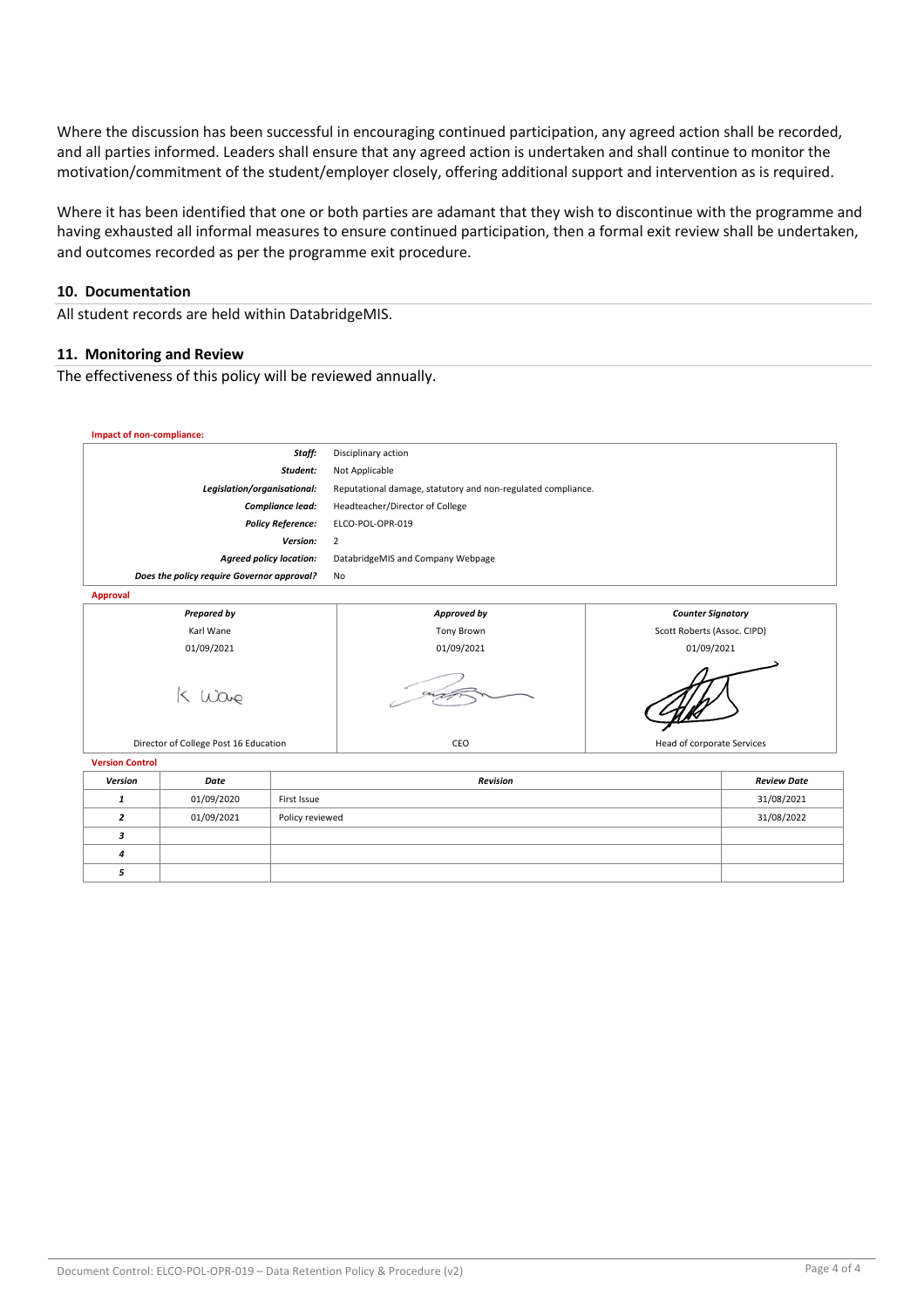Where the discussion has been successful in encouraging continued participation, any agreed action shall be recorded, and all parties informed. Leaders shall ensure that any agreed action is undertaken and shall continue to monitor the motivation/commitment of the student/employer closely, offering additional support and intervention as is required.

Where it has been identified that one or both parties are adamant that they wish to discontinue with the programme and having exhausted all informal measures to ensure continued participation, then a formal exit review shall be undertaken, and outcomes recorded as per the programme exit procedure.

## 10. Documentation

All student records are held within DatabridgeMIS.

## 11. Monitoring and Review

The effectiveness of this policy will be reviewed annually.

**Impact of non-compliance:**

| | |
|---|---|
| ***Staff:*** | Disciplinary action |
| ***Student:*** | Not Applicable |
| ***Legislation/organisational:*** | Reputational damage, statutory and non-regulated compliance. |
| ***Compliance lead:*** | Headteacher/Director of College |
| ***Policy Reference:*** | ELCO-POL-OPR-019 |
| ***Version:*** | 2 |
| ***Agreed policy location:*** | DatabridgeMIS and Company Webpage |
| ***Does the policy require Governor approval?*** | No |

**Approval**

| *Prepared by* | *Approved by* | *Counter Signatory* |
|---|---|---|
| Karl Wane | Tony Brown | Scott Roberts (Assoc. CIPD) |
| 01/09/2021 | 01/09/2021 | 01/09/2021 |
| K Wane | [signature] | [signature] |
| Director of College Post 16 Education | CEO | Head of corporate Services |

**Version Control**

| *Version* | *Date* | *Revision* | *Review Date* |
|---|---|---|---|
| *1* | 01/09/2020 | First Issue | 31/08/2021 |
| *2* | 01/09/2021 | Policy reviewed | 31/08/2022 |
| *3* | | | |
| *4* | | | |
| *5* | | | |